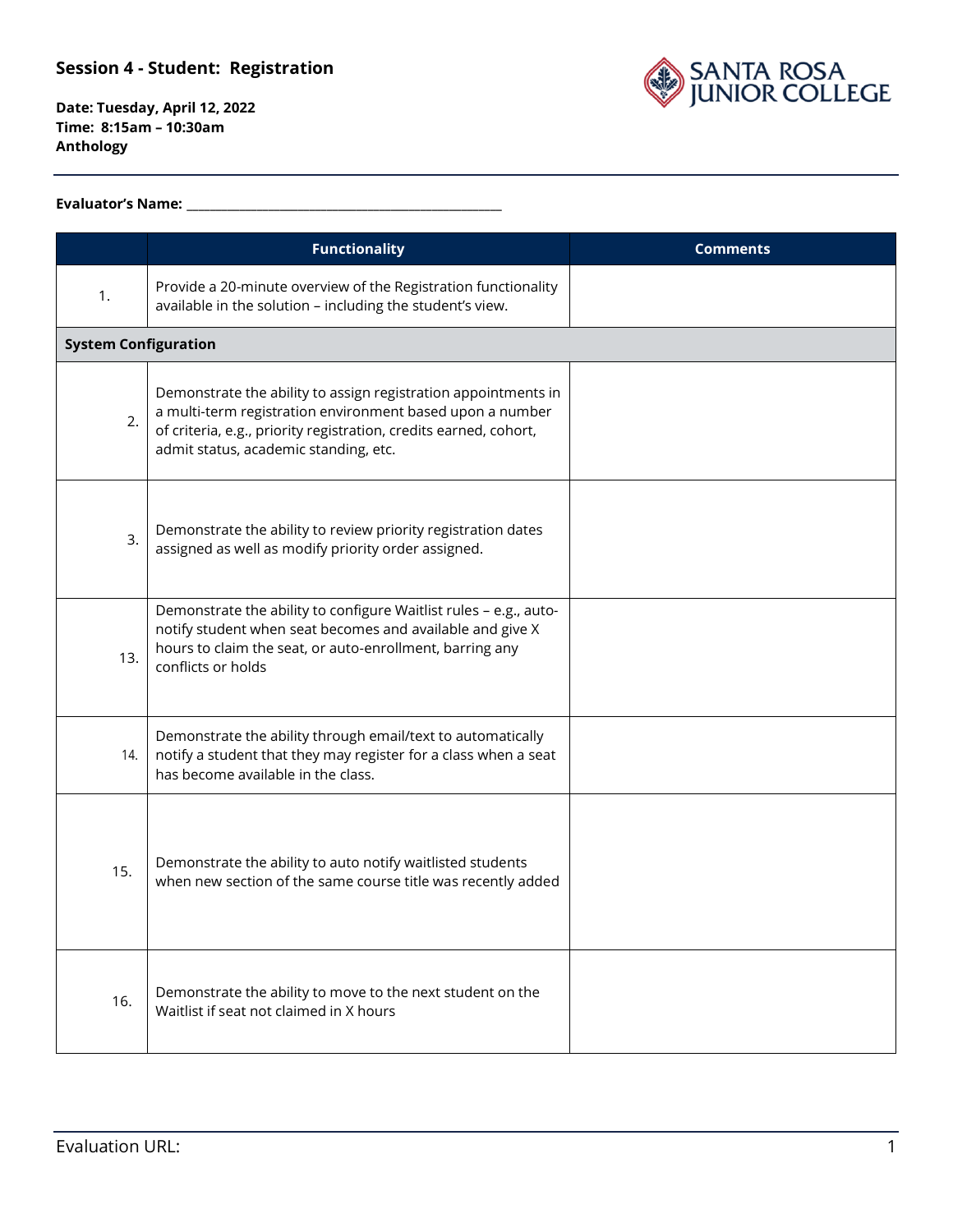## Session 4 - Student: Registration

**Date: Tuesday, April 12, 2022**
**Time: 8:15am – 10:30am**
**Anthology**

---

**Evaluator's Name:** ___________________________________________

| | Functionality | Comments |
|---|---|---|
| 1. | Provide a 20-minute overview of the Registration functionality available in the solution – including the student's view. | |
| **System Configuration** | | |
| 2. | Demonstrate the ability to assign registration appointments in a multi-term registration environment based upon a number of criteria, e.g., priority registration, credits earned, cohort, admit status, academic standing, etc. | |
| 3. | Demonstrate the ability to review priority registration dates assigned as well as modify priority order assigned. | |
| 13. | Demonstrate the ability to configure Waitlist rules – e.g., auto-notify student when seat becomes and available and give X hours to claim the seat, or auto-enrollment, barring any conflicts or holds | |
| 14. | Demonstrate the ability through email/text to automatically notify a student that they may register for a class when a seat has become available in the class. | |
| 15. | Demonstrate the ability to auto notify waitlisted students when new section of the same course title was recently added | |
| 16. | Demonstrate the ability to move to the next student on the Waitlist if seat not claimed in X hours | |

Evaluation URL: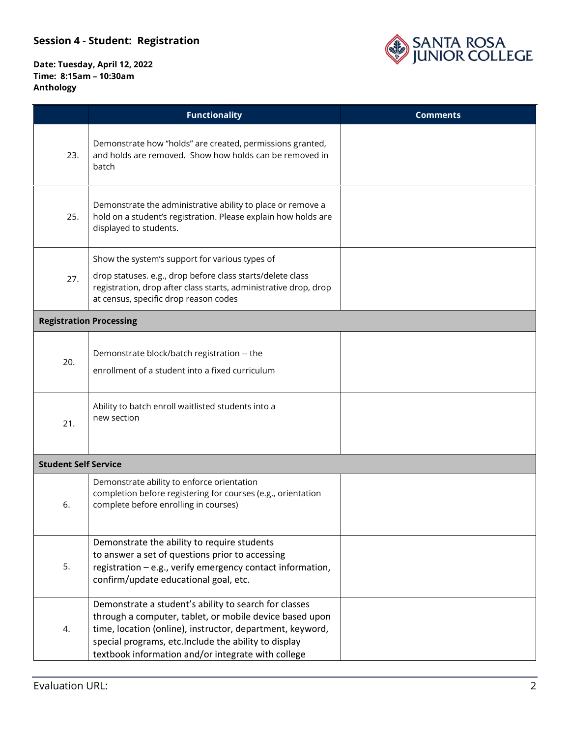## Session 4 - Student: Registration

**Date: Tuesday, April 12, 2022**
**Time: 8:15am – 10:30am**
**Anthology**

| | Functionality | Comments |
|---|---|---|
| 23. | Demonstrate how "holds" are created, permissions granted, and holds are removed. Show how holds can be removed in batch | |
| 25. | Demonstrate the administrative ability to place or remove a hold on a student's registration. Please explain how holds are displayed to students. | |
| 27. | Show the system's support for various types of drop statuses. e.g., drop before class starts/delete class registration, drop after class starts, administrative drop, drop at census, specific drop reason codes | |
| **Registration Processing** | | |
| 20. | Demonstrate block/batch registration -- the enrollment of a student into a fixed curriculum | |
| 21. | Ability to batch enroll waitlisted students into a new section | |
| **Student Self Service** | | |
| 6. | Demonstrate ability to enforce orientation completion before registering for courses (e.g., orientation complete before enrolling in courses) | |
| 5. | Demonstrate the ability to require students to answer a set of questions prior to accessing registration – e.g., verify emergency contact information, confirm/update educational goal, etc. | |
| 4. | Demonstrate a student's ability to search for classes through a computer, tablet, or mobile device based upon time, location (online), instructor, department, keyword, special programs, etc.Include the ability to display textbook information and/or integrate with college | |

Evaluation URL: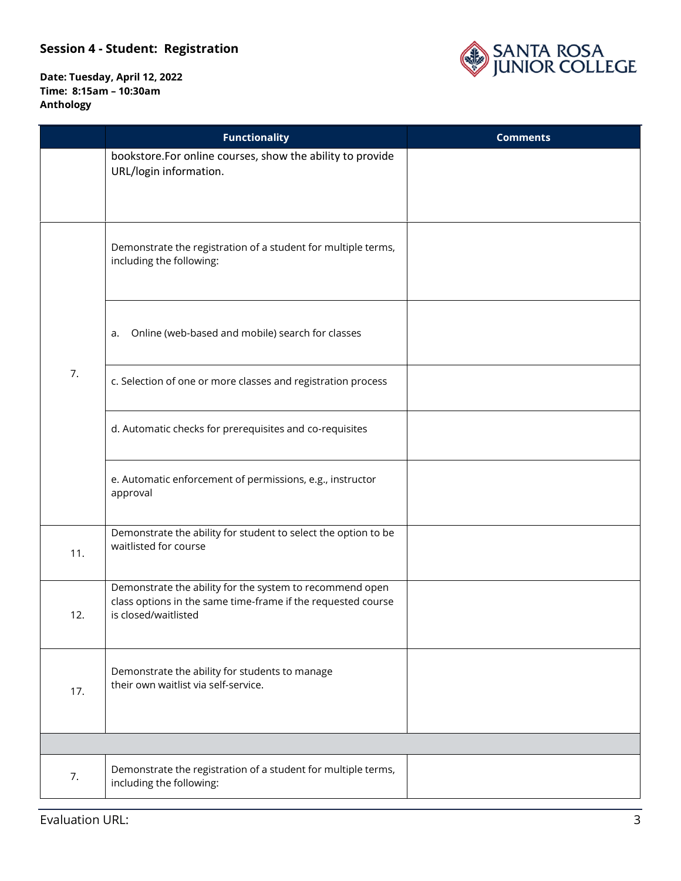## Session 4 - Student: Registration

**Date: Tuesday, April 12, 2022**
**Time: 8:15am – 10:30am**
**Anthology**

| | Functionality | Comments |
|---|---|---|
| | bookstore.For online courses, show the ability to provide URL/login information. | |
| 7. | Demonstrate the registration of a student for multiple terms, including the following: | |
| | a. Online (web-based and mobile) search for classes | |
| | c. Selection of one or more classes and registration process | |
| | d. Automatic checks for prerequisites and co-requisites | |
| | e. Automatic enforcement of permissions, e.g., instructor approval | |
| 11. | Demonstrate the ability for student to select the option to be waitlisted for course | |
| 12. | Demonstrate the ability for the system to recommend open class options in the same time-frame if the requested course is closed/waitlisted | |
| 17. | Demonstrate the ability for students to manage their own waitlist via self-service. | |
| | | |
| 7. | Demonstrate the registration of a student for multiple terms, including the following: | |

Evaluation URL: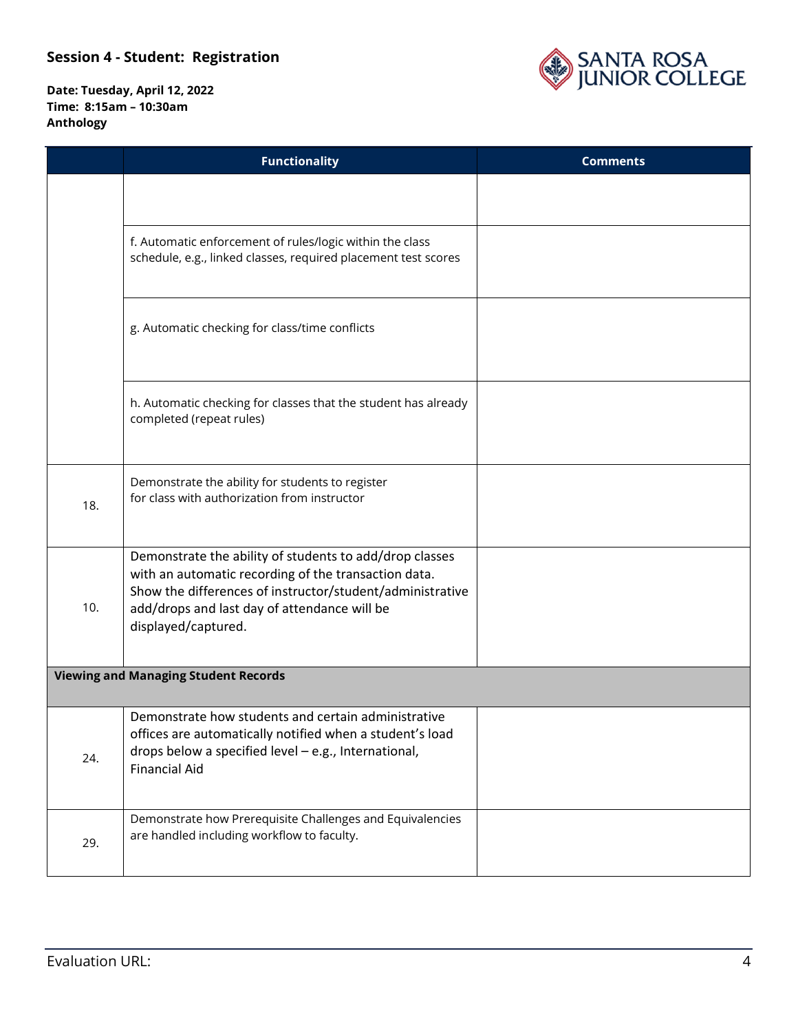## Session 4 - Student: Registration

**Date: Tuesday, April 12, 2022**
**Time: 8:15am – 10:30am**
**Anthology**

| | Functionality | Comments |
|---|---|---|
| | | |
| | f. Automatic enforcement of rules/logic within the class schedule, e.g., linked classes, required placement test scores | |
| | g. Automatic checking for class/time conflicts | |
| | h. Automatic checking for classes that the student has already completed (repeat rules) | |
| 18. | Demonstrate the ability for students to register for class with authorization from instructor | |
| 10. | Demonstrate the ability of students to add/drop classes with an automatic recording of the transaction data. Show the differences of instructor/student/administrative add/drops and last day of attendance will be displayed/captured. | |
| **Viewing and Managing Student Records** | | |
| 24. | Demonstrate how students and certain administrative offices are automatically notified when a student's load drops below a specified level – e.g., International, Financial Aid | |
| 29. | Demonstrate how Prerequisite Challenges and Equivalencies are handled including workflow to faculty. | |

Evaluation URL: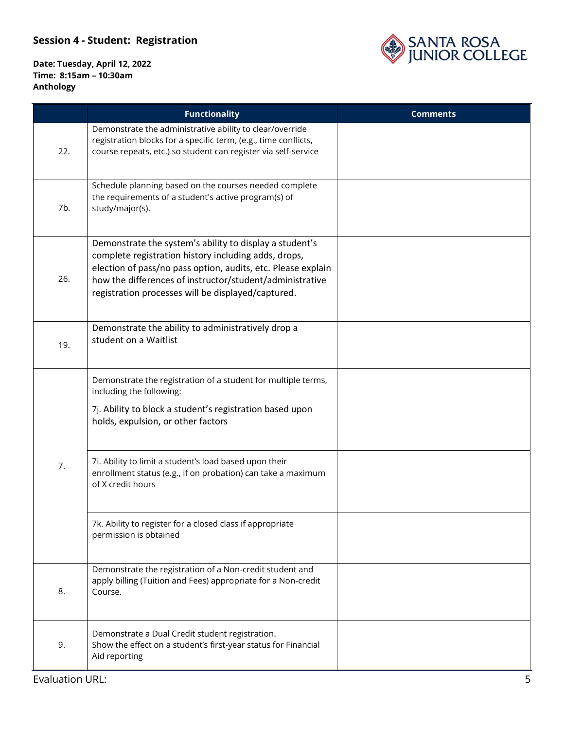## Session 4 - Student: Registration

**Date: Tuesday, April 12, 2022**
**Time: 8:15am – 10:30am**
**Anthology**

| | Functionality | Comments |
|---|---|---|
| 22. | Demonstrate the administrative ability to clear/override registration blocks for a specific term, (e.g., time conflicts, course repeats, etc.) so student can register via self-service | |
| 7b. | Schedule planning based on the courses needed complete the requirements of a student's active program(s) of study/major(s). | |
| 26. | Demonstrate the system's ability to display a student's complete registration history including adds, drops, election of pass/no pass option, audits, etc. Please explain how the differences of instructor/student/administrative registration processes will be displayed/captured. | |
| 19. | Demonstrate the ability to administratively drop a student on a Waitlist | |
| 7. | Demonstrate the registration of a student for multiple terms, including the following:<br>7j. Ability to block a student's registration based upon holds, expulsion, or other factors | |
| | 7i. Ability to limit a student's load based upon their enrollment status (e.g., if on probation) can take a maximum of X credit hours | |
| | 7k. Ability to register for a closed class if appropriate permission is obtained | |
| 8. | Demonstrate the registration of a Non-credit student and apply billing (Tuition and Fees) appropriate for a Non-credit Course. | |
| 9. | Demonstrate a Dual Credit student registration.<br>Show the effect on a student's first-year status for Financial Aid reporting | |

Evaluation URL: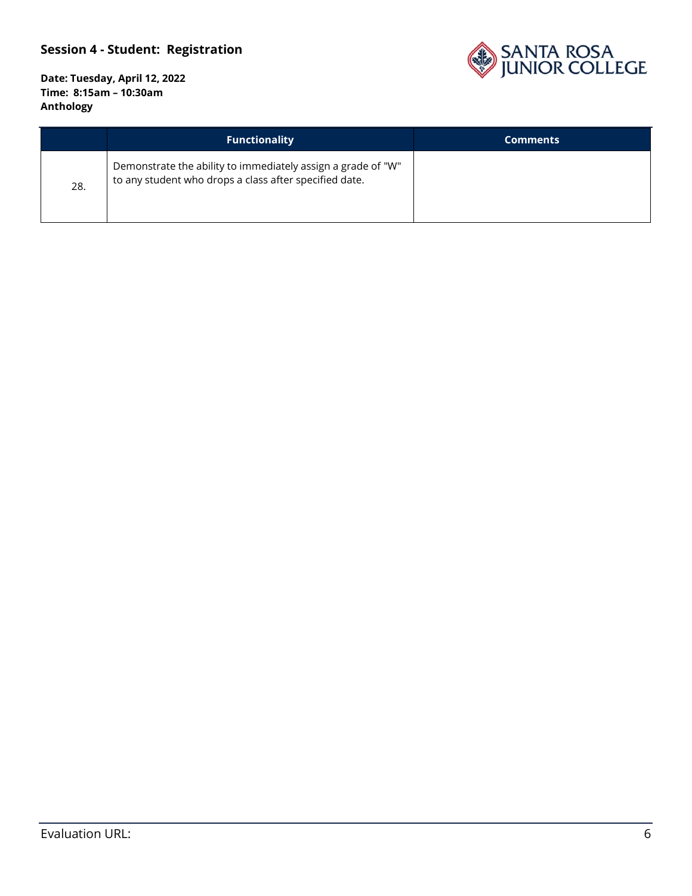**Session 4 - Student: Registration**

**Date: Tuesday, April 12, 2022**
**Time: 8:15am – 10:30am**
**Anthology**

| | Functionality | Comments |
|---|---|---|
| 28. | Demonstrate the ability to immediately assign a grade of "W" to any student who drops a class after specified date. | |

Evaluation URL: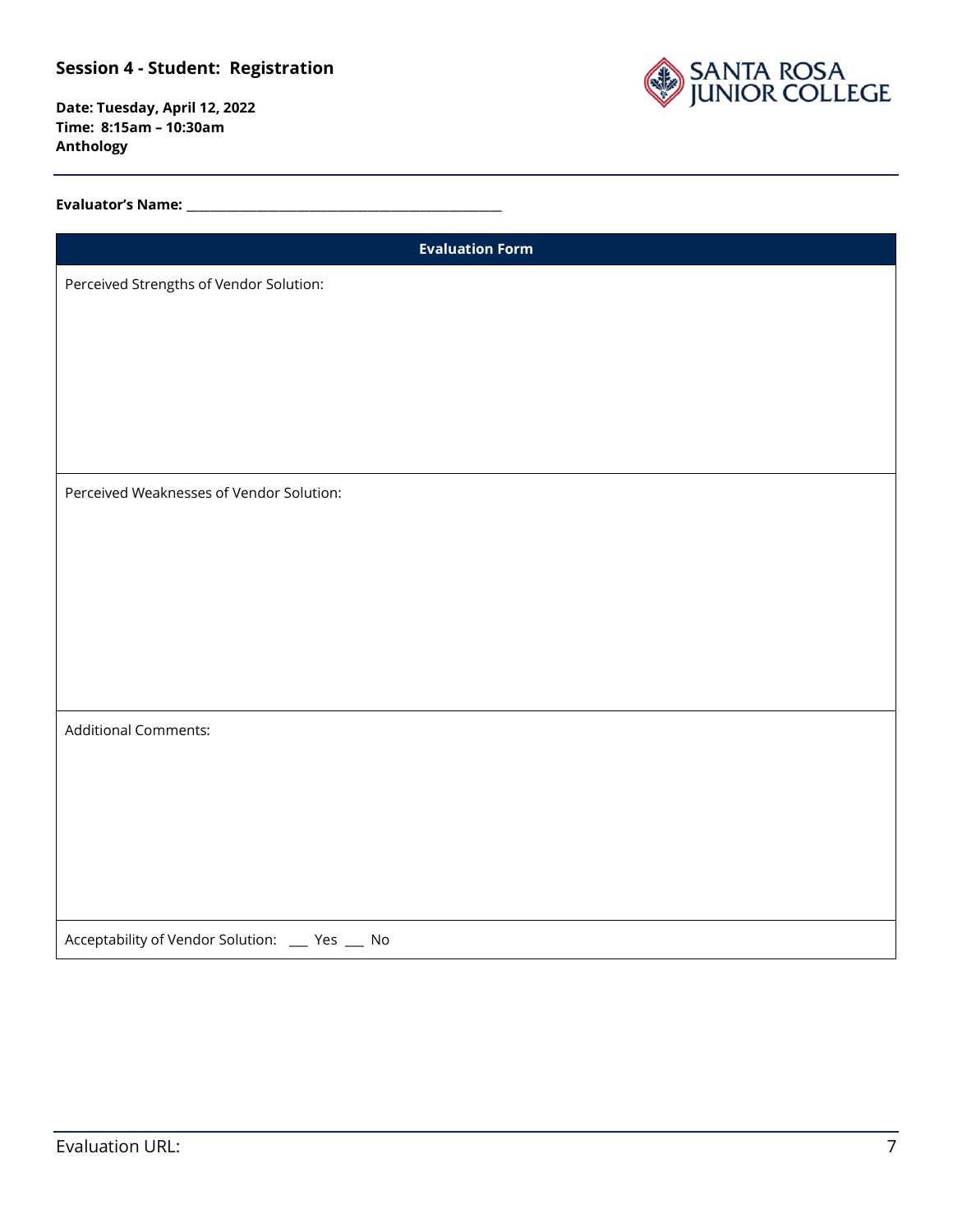**Session 4 - Student: Registration**

**Date: Tuesday, April 12, 2022**
**Time: 8:15am – 10:30am**
**Anthology**

**Evaluator's Name:** ___________________________________________

| Evaluation Form |
| --- |
| Perceived Strengths of Vendor Solution: |
| Perceived Weaknesses of Vendor Solution: |
| Additional Comments: |
| Acceptability of Vendor Solution: ___ Yes ___ No |

Evaluation URL: